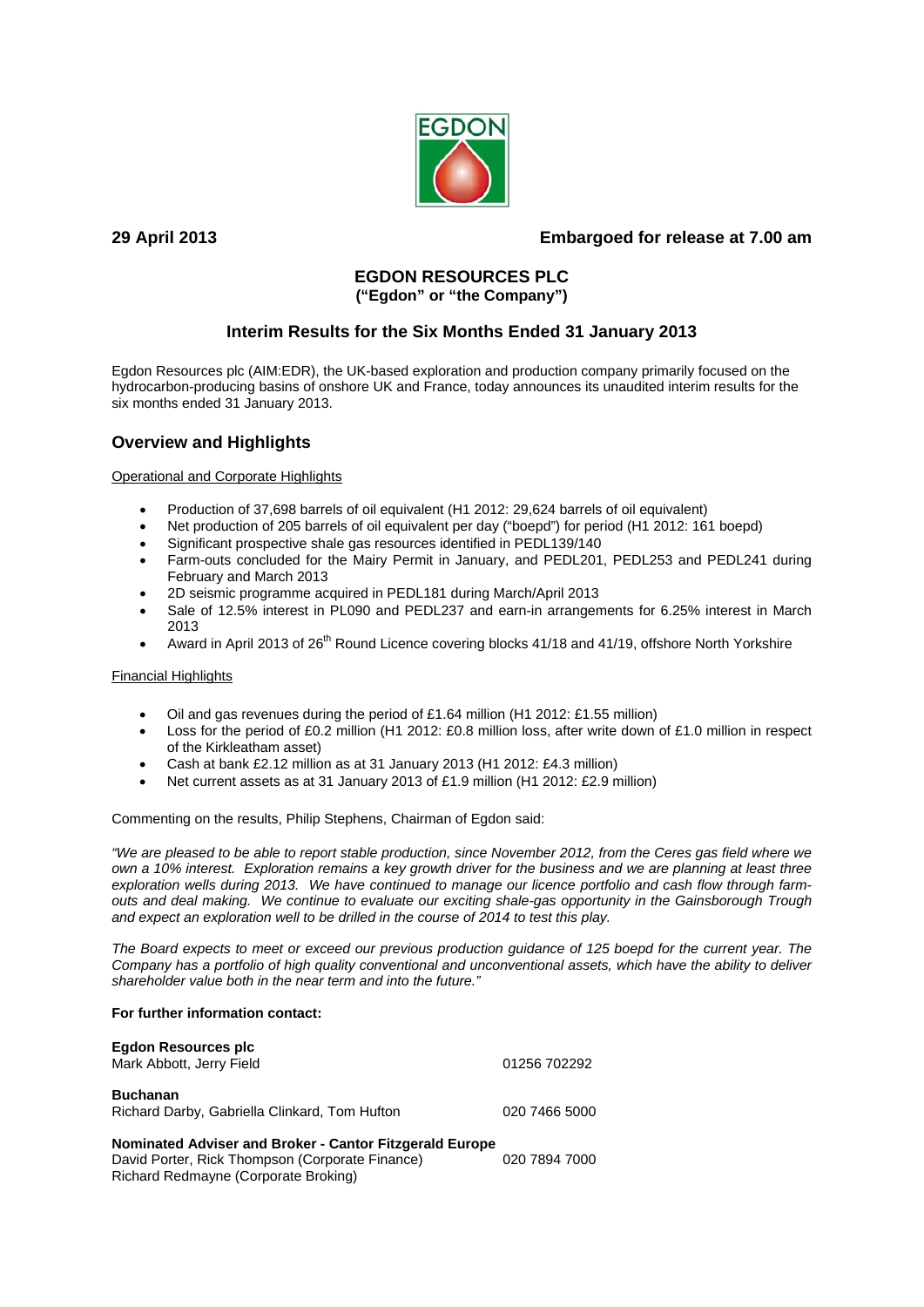**29 April 2013** **Embargoed for release at 7.00 am**

# EGDON RESOURCES PLC

**("Egdon" or "the Company")**

## Interim Results for the Six Months Ended 31 January 2013

Egdon Resources plc (AIM:EDR), the UK-based exploration and production company primarily focused on the hydrocarbon-producing basins of onshore UK and France, today announces its unaudited interim results for the six months ended 31 January 2013.

## Overview and Highlights

Operational and Corporate Highlights

- Production of 37,698 barrels of oil equivalent (H1 2012: 29,624 barrels of oil equivalent)
- Net production of 205 barrels of oil equivalent per day ("boepd") for period (H1 2012: 161 boepd)
- Significant prospective shale gas resources identified in PEDL139/140
- Farm-outs concluded for the Mairy Permit in January, and PEDL201, PEDL253 and PEDL241 during February and March 2013
- 2D seismic programme acquired in PEDL181 during March/April 2013
- Sale of 12.5% interest in PL090 and PEDL237 and earn-in arrangements for 6.25% interest in March 2013
- Award in April 2013 of 26th Round Licence covering blocks 41/18 and 41/19, offshore North Yorkshire

Financial Highlights

- Oil and gas revenues during the period of £1.64 million (H1 2012: £1.55 million)
- Loss for the period of £0.2 million (H1 2012: £0.8 million loss, after write down of £1.0 million in respect of the Kirkleatham asset)
- Cash at bank £2.12 million as at 31 January 2013 (H1 2012: £4.3 million)
- Net current assets as at 31 January 2013 of £1.9 million (H1 2012: £2.9 million)

Commenting on the results, Philip Stephens, Chairman of Egdon said:

*"We are pleased to be able to report stable production, since November 2012, from the Ceres gas field where we own a 10% interest. Exploration remains a key growth driver for the business and we are planning at least three exploration wells during 2013. We have continued to manage our licence portfolio and cash flow through farm-outs and deal making. We continue to evaluate our exciting shale-gas opportunity in the Gainsborough Trough and expect an exploration well to be drilled in the course of 2014 to test this play.*

*The Board expects to meet or exceed our previous production guidance of 125 boepd for the current year. The Company has a portfolio of high quality conventional and unconventional assets, which have the ability to deliver shareholder value both in the near term and into the future."*

**For further information contact:**

**Egdon Resources plc**
Mark Abbott, Jerry Field — 01256 702292

**Buchanan**
Richard Darby, Gabriella Clinkard, Tom Hufton — 020 7466 5000

**Nominated Adviser and Broker - Cantor Fitzgerald Europe**
David Porter, Rick Thompson (Corporate Finance) — 020 7894 7000
Richard Redmayne (Corporate Broking)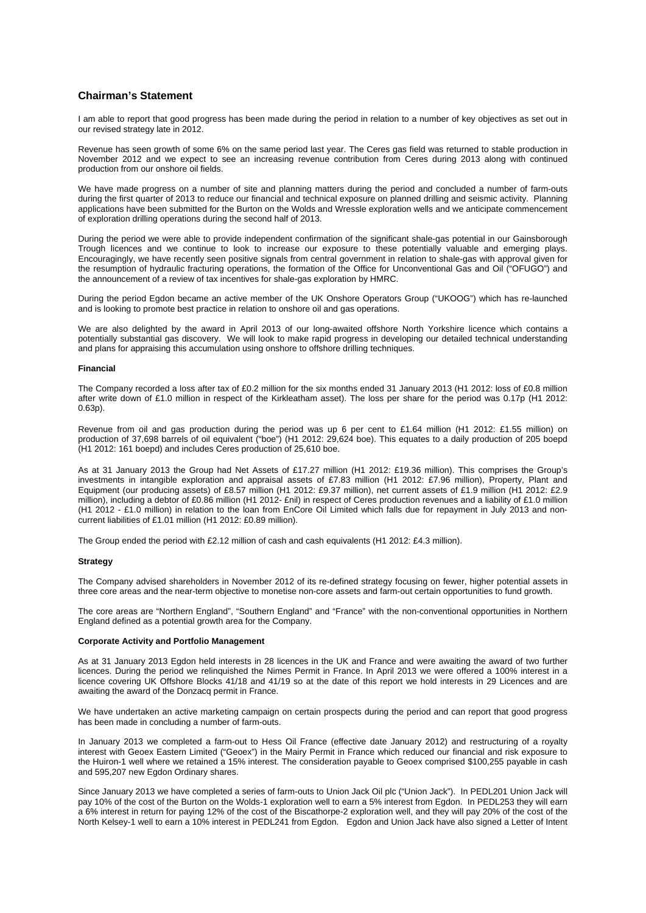## Chairman's Statement

I am able to report that good progress has been made during the period in relation to a number of key objectives as set out in our revised strategy late in 2012.

Revenue has seen growth of some 6% on the same period last year. The Ceres gas field was returned to stable production in November 2012 and we expect to see an increasing revenue contribution from Ceres during 2013 along with continued production from our onshore oil fields.

We have made progress on a number of site and planning matters during the period and concluded a number of farm-outs during the first quarter of 2013 to reduce our financial and technical exposure on planned drilling and seismic activity. Planning applications have been submitted for the Burton on the Wolds and Wressle exploration wells and we anticipate commencement of exploration drilling operations during the second half of 2013.

During the period we were able to provide independent confirmation of the significant shale-gas potential in our Gainsborough Trough licences and we continue to look to increase our exposure to these potentially valuable and emerging plays. Encouragingly, we have recently seen positive signals from central government in relation to shale-gas with approval given for the resumption of hydraulic fracturing operations, the formation of the Office for Unconventional Gas and Oil ("OFUGO") and the announcement of a review of tax incentives for shale-gas exploration by HMRC.

During the period Egdon became an active member of the UK Onshore Operators Group ("UKOOG") which has re-launched and is looking to promote best practice in relation to onshore oil and gas operations.

We are also delighted by the award in April 2013 of our long-awaited offshore North Yorkshire licence which contains a potentially substantial gas discovery. We will look to make rapid progress in developing our detailed technical understanding and plans for appraising this accumulation using onshore to offshore drilling techniques.

### Financial

The Company recorded a loss after tax of £0.2 million for the six months ended 31 January 2013 (H1 2012: loss of £0.8 million after write down of £1.0 million in respect of the Kirkleatham asset). The loss per share for the period was 0.17p (H1 2012: 0.63p).

Revenue from oil and gas production during the period was up 6 per cent to £1.64 million (H1 2012: £1.55 million) on production of 37,698 barrels of oil equivalent ("boe") (H1 2012: 29,624 boe). This equates to a daily production of 205 boepd (H1 2012: 161 boepd) and includes Ceres production of 25,610 boe.

As at 31 January 2013 the Group had Net Assets of £17.27 million (H1 2012: £19.36 million). This comprises the Group's investments in intangible exploration and appraisal assets of £7.83 million (H1 2012: £7.96 million), Property, Plant and Equipment (our producing assets) of £8.57 million (H1 2012: £9.37 million), net current assets of £1.9 million (H1 2012: £2.9 million), including a debtor of £0.86 million (H1 2012- £nil) in respect of Ceres production revenues and a liability of £1.0 million (H1 2012 - £1.0 million) in relation to the loan from EnCore Oil Limited which falls due for repayment in July 2013 and non-current liabilities of £1.01 million (H1 2012: £0.89 million).

The Group ended the period with £2.12 million of cash and cash equivalents (H1 2012: £4.3 million).

### Strategy

The Company advised shareholders in November 2012 of its re-defined strategy focusing on fewer, higher potential assets in three core areas and the near-term objective to monetise non-core assets and farm-out certain opportunities to fund growth.

The core areas are "Northern England", "Southern England" and "France" with the non-conventional opportunities in Northern England defined as a potential growth area for the Company.

### Corporate Activity and Portfolio Management

As at 31 January 2013 Egdon held interests in 28 licences in the UK and France and were awaiting the award of two further licences. During the period we relinquished the Nimes Permit in France. In April 2013 we were offered a 100% interest in a licence covering UK Offshore Blocks 41/18 and 41/19 so at the date of this report we hold interests in 29 Licences and are awaiting the award of the Donzacq permit in France.

We have undertaken an active marketing campaign on certain prospects during the period and can report that good progress has been made in concluding a number of farm-outs.

In January 2013 we completed a farm-out to Hess Oil France (effective date January 2012) and restructuring of a royalty interest with Geoex Eastern Limited ("Geoex") in the Mairy Permit in France which reduced our financial and risk exposure to the Huiron-1 well where we retained a 15% interest. The consideration payable to Geoex comprised $100,255 payable in cash and 595,207 new Egdon Ordinary shares.

Since January 2013 we have completed a series of farm-outs to Union Jack Oil plc ("Union Jack"). In PEDL201 Union Jack will pay 10% of the cost of the Burton on the Wolds-1 exploration well to earn a 5% interest from Egdon. In PEDL253 they will earn a 6% interest in return for paying 12% of the cost of the Biscathorpe-2 exploration well, and they will pay 20% of the cost of the North Kelsey-1 well to earn a 10% interest in PEDL241 from Egdon. Egdon and Union Jack have also signed a Letter of Intent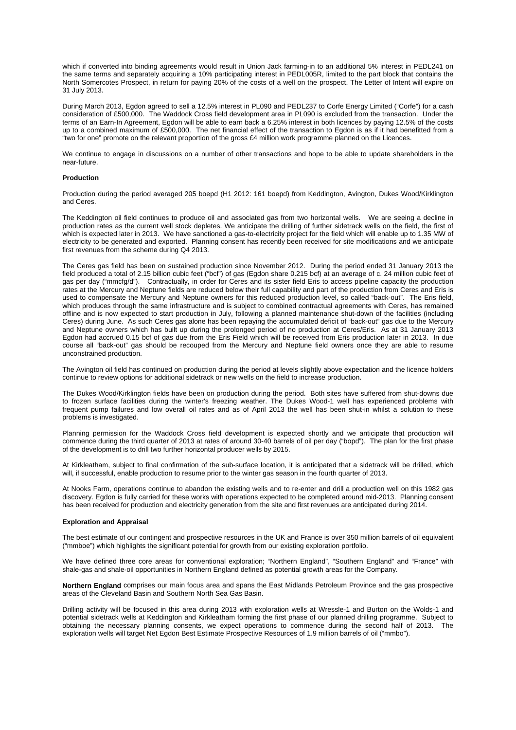which if converted into binding agreements would result in Union Jack farming-in to an additional 5% interest in PEDL241 on the same terms and separately acquiring a 10% participating interest in PEDL005R, limited to the part block that contains the North Somercotes Prospect, in return for paying 20% of the costs of a well on the prospect. The Letter of Intent will expire on 31 July 2013.

During March 2013, Egdon agreed to sell a 12.5% interest in PL090 and PEDL237 to Corfe Energy Limited ("Corfe") for a cash consideration of £500,000. The Waddock Cross field development area in PL090 is excluded from the transaction. Under the terms of an Earn-In Agreement, Egdon will be able to earn back a 6.25% interest in both licences by paying 12.5% of the costs up to a combined maximum of £500,000. The net financial effect of the transaction to Egdon is as if it had benefitted from a "two for one" promote on the relevant proportion of the gross £4 million work programme planned on the Licences.

We continue to engage in discussions on a number of other transactions and hope to be able to update shareholders in the near-future.

**Production**

Production during the period averaged 205 boepd (H1 2012: 161 boepd) from Keddington, Avington, Dukes Wood/Kirklington and Ceres.

The Keddington oil field continues to produce oil and associated gas from two horizontal wells. We are seeing a decline in production rates as the current well stock depletes. We anticipate the drilling of further sidetrack wells on the field, the first of which is expected later in 2013. We have sanctioned a gas-to-electricity project for the field which will enable up to 1.35 MW of electricity to be generated and exported. Planning consent has recently been received for site modifications and we anticipate first revenues from the scheme during Q4 2013.

The Ceres gas field has been on sustained production since November 2012. During the period ended 31 January 2013 the field produced a total of 2.15 billion cubic feet ("bcf") of gas (Egdon share 0.215 bcf) at an average of c. 24 million cubic feet of gas per day ("mmcfg/d"). Contractually, in order for Ceres and its sister field Eris to access pipeline capacity the production rates at the Mercury and Neptune fields are reduced below their full capability and part of the production from Ceres and Eris is used to compensate the Mercury and Neptune owners for this reduced production level, so called "back-out". The Eris field, which produces through the same infrastructure and is subject to combined contractual agreements with Ceres, has remained offline and is now expected to start production in July, following a planned maintenance shut-down of the facilities (including Ceres) during June. As such Ceres gas alone has been repaying the accumulated deficit of "back-out" gas due to the Mercury and Neptune owners which has built up during the prolonged period of no production at Ceres/Eris. As at 31 January 2013 Egdon had accrued 0.15 bcf of gas due from the Eris Field which will be received from Eris production later in 2013. In due course all "back-out" gas should be recouped from the Mercury and Neptune field owners once they are able to resume unconstrained production.

The Avington oil field has continued on production during the period at levels slightly above expectation and the licence holders continue to review options for additional sidetrack or new wells on the field to increase production.

The Dukes Wood/Kirklington fields have been on production during the period. Both sites have suffered from shut-downs due to frozen surface facilities during the winter's freezing weather. The Dukes Wood-1 well has experienced problems with frequent pump failures and low overall oil rates and as of April 2013 the well has been shut-in whilst a solution to these problems is investigated.

Planning permission for the Waddock Cross field development is expected shortly and we anticipate that production will commence during the third quarter of 2013 at rates of around 30-40 barrels of oil per day ("bopd"). The plan for the first phase of the development is to drill two further horizontal producer wells by 2015.

At Kirkleatham, subject to final confirmation of the sub-surface location, it is anticipated that a sidetrack will be drilled, which will, if successful, enable production to resume prior to the winter gas season in the fourth quarter of 2013.

At Nooks Farm, operations continue to abandon the existing wells and to re-enter and drill a production well on this 1982 gas discovery. Egdon is fully carried for these works with operations expected to be completed around mid-2013. Planning consent has been received for production and electricity generation from the site and first revenues are anticipated during 2014.

**Exploration and Appraisal**

The best estimate of our contingent and prospective resources in the UK and France is over 350 million barrels of oil equivalent ("mmboe") which highlights the significant potential for growth from our existing exploration portfolio.

We have defined three core areas for conventional exploration; "Northern England", "Southern England" and "France" with shale-gas and shale-oil opportunities in Northern England defined as potential growth areas for the Company.

**Northern England** comprises our main focus area and spans the East Midlands Petroleum Province and the gas prospective areas of the Cleveland Basin and Southern North Sea Gas Basin.

Drilling activity will be focused in this area during 2013 with exploration wells at Wressle-1 and Burton on the Wolds-1 and potential sidetrack wells at Keddington and Kirkleatham forming the first phase of our planned drilling programme. Subject to obtaining the necessary planning consents, we expect operations to commence during the second half of 2013. The exploration wells will target Net Egdon Best Estimate Prospective Resources of 1.9 million barrels of oil ("mmbo").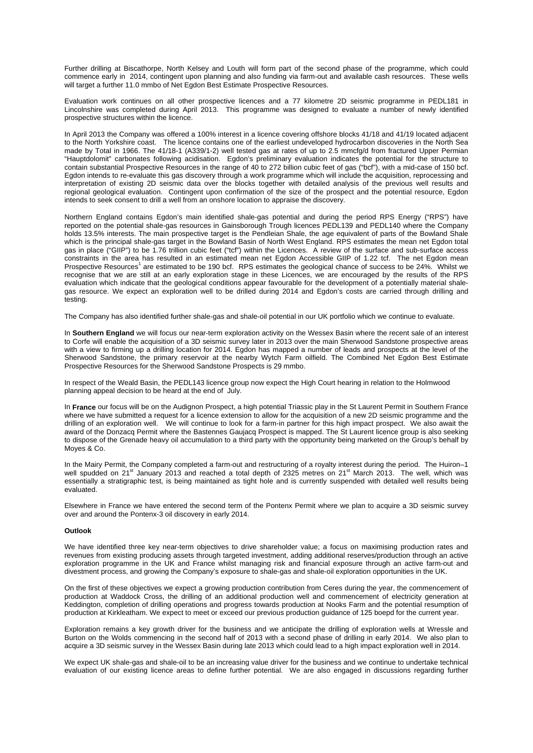Further drilling at Biscathorpe, North Kelsey and Louth will form part of the second phase of the programme, which could commence early in 2014, contingent upon planning and also funding via farm-out and available cash resources. These wells will target a further 11.0 mmbo of Net Egdon Best Estimate Prospective Resources.

Evaluation work continues on all other prospective licences and a 77 kilometre 2D seismic programme in PEDL181 in Lincolnshire was completed during April 2013. This programme was designed to evaluate a number of newly identified prospective structures within the licence.

In April 2013 the Company was offered a 100% interest in a licence covering offshore blocks 41/18 and 41/19 located adjacent to the North Yorkshire coast. The licence contains one of the earliest undeveloped hydrocarbon discoveries in the North Sea made by Total in 1966. The 41/18-1 (A339/1-2) well tested gas at rates of up to 2.5 mmcfg/d from fractured Upper Permian "Hauptdolomit" carbonates following acidisation. Egdon's preliminary evaluation indicates the potential for the structure to contain substantial Prospective Resources in the range of 40 to 272 billion cubic feet of gas ("bcf"), with a mid-case of 150 bcf. Egdon intends to re-evaluate this gas discovery through a work programme which will include the acquisition, reprocessing and interpretation of existing 2D seismic data over the blocks together with detailed analysis of the previous well results and regional geological evaluation. Contingent upon confirmation of the size of the prospect and the potential resource, Egdon intends to seek consent to drill a well from an onshore location to appraise the discovery.

Northern England contains Egdon's main identified shale-gas potential and during the period RPS Energy ("RPS") have reported on the potential shale-gas resources in Gainsborough Trough licences PEDL139 and PEDL140 where the Company holds 13.5% interests. The main prospective target is the Pendleian Shale, the age equivalent of parts of the Bowland Shale which is the principal shale-gas target in the Bowland Basin of North West England. RPS estimates the mean net Egdon total gas in place ("GIIP") to be 1.76 trillion cubic feet ("tcf") within the Licences. A review of the surface and sub-surface access constraints in the area has resulted in an estimated mean net Egdon Accessible GIIP of 1.22 tcf. The net Egdon mean Prospective Resources[1] are estimated to be 190 bcf. RPS estimates the geological chance of success to be 24%. Whilst we recognise that we are still at an early exploration stage in these Licences, we are encouraged by the results of the RPS evaluation which indicate that the geological conditions appear favourable for the development of a potentially material shale-gas resource. We expect an exploration well to be drilled during 2014 and Egdon's costs are carried through drilling and testing.

The Company has also identified further shale-gas and shale-oil potential in our UK portfolio which we continue to evaluate.

In **Southern England** we will focus our near-term exploration activity on the Wessex Basin where the recent sale of an interest to Corfe will enable the acquisition of a 3D seismic survey later in 2013 over the main Sherwood Sandstone prospective areas with a view to firming up a drilling location for 2014. Egdon has mapped a number of leads and prospects at the level of the Sherwood Sandstone, the primary reservoir at the nearby Wytch Farm oilfield. The Combined Net Egdon Best Estimate Prospective Resources for the Sherwood Sandstone Prospects is 29 mmbo.

In respect of the Weald Basin, the PEDL143 licence group now expect the High Court hearing in relation to the Holmwood planning appeal decision to be heard at the end of July.

In **France** our focus will be on the Audignon Prospect, a high potential Triassic play in the St Laurent Permit in Southern France where we have submitted a request for a licence extension to allow for the acquisition of a new 2D seismic programme and the drilling of an exploration well. We will continue to look for a farm-in partner for this high impact prospect. We also await the award of the Donzacq Permit where the Bastennes Gaujacq Prospect is mapped. The St Laurent licence group is also seeking to dispose of the Grenade heavy oil accumulation to a third party with the opportunity being marketed on the Group's behalf by Moyes & Co.

In the Mairy Permit, the Company completed a farm-out and restructuring of a royalty interest during the period. The Huiron–1 well spudded on 21st January 2013 and reached a total depth of 2325 metres on 21st March 2013. The well, which was essentially a stratigraphic test, is being maintained as tight hole and is currently suspended with detailed well results being evaluated.

Elsewhere in France we have entered the second term of the Pontenx Permit where we plan to acquire a 3D seismic survey over and around the Pontenx-3 oil discovery in early 2014.

**Outlook**

We have identified three key near-term objectives to drive shareholder value; a focus on maximising production rates and revenues from existing producing assets through targeted investment, adding additional reserves/production through an active exploration programme in the UK and France whilst managing risk and financial exposure through an active farm-out and divestment process, and growing the Company's exposure to shale-gas and shale-oil exploration opportunities in the UK.

On the first of these objectives we expect a growing production contribution from Ceres during the year, the commencement of production at Waddock Cross, the drilling of an additional production well and commencement of electricity generation at Keddington, completion of drilling operations and progress towards production at Nooks Farm and the potential resumption of production at Kirkleatham. We expect to meet or exceed our previous production guidance of 125 boepd for the current year.

Exploration remains a key growth driver for the business and we anticipate the drilling of exploration wells at Wressle and Burton on the Wolds commencing in the second half of 2013 with a second phase of drilling in early 2014. We also plan to acquire a 3D seismic survey in the Wessex Basin during late 2013 which could lead to a high impact exploration well in 2014.

We expect UK shale-gas and shale-oil to be an increasing value driver for the business and we continue to undertake technical evaluation of our existing licence areas to define further potential. We are also engaged in discussions regarding further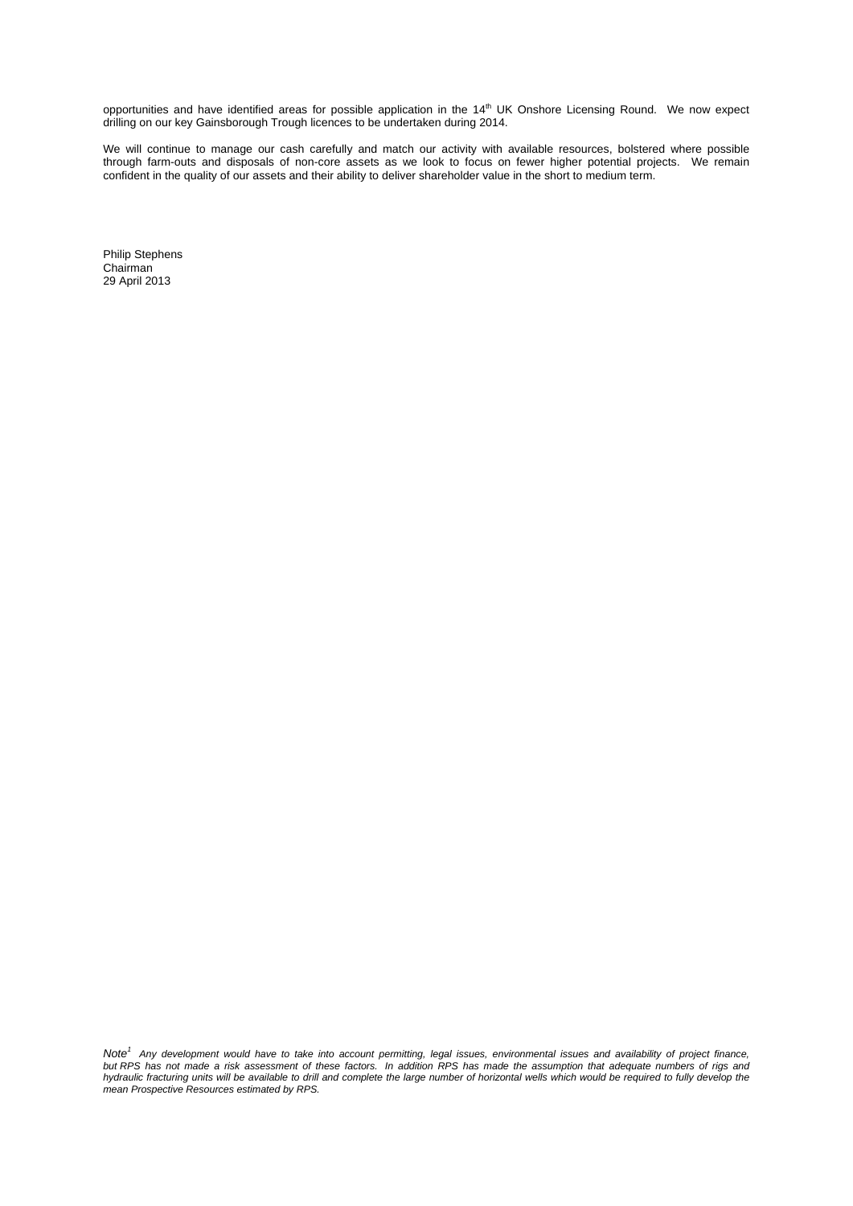opportunities and have identified areas for possible application in the 14th UK Onshore Licensing Round. We now expect drilling on our key Gainsborough Trough licences to be undertaken during 2014.

We will continue to manage our cash carefully and match our activity with available resources, bolstered where possible through farm-outs and disposals of non-core assets as we look to focus on fewer higher potential projects. We remain confident in the quality of our assets and their ability to deliver shareholder value in the short to medium term.

Philip Stephens
Chairman
29 April 2013

*Note[1] Any development would have to take into account permitting, legal issues, environmental issues and availability of project finance, but RPS has not made a risk assessment of these factors. In addition RPS has made the assumption that adequate numbers of rigs and hydraulic fracturing units will be available to drill and complete the large number of horizontal wells which would be required to fully develop the mean Prospective Resources estimated by RPS.*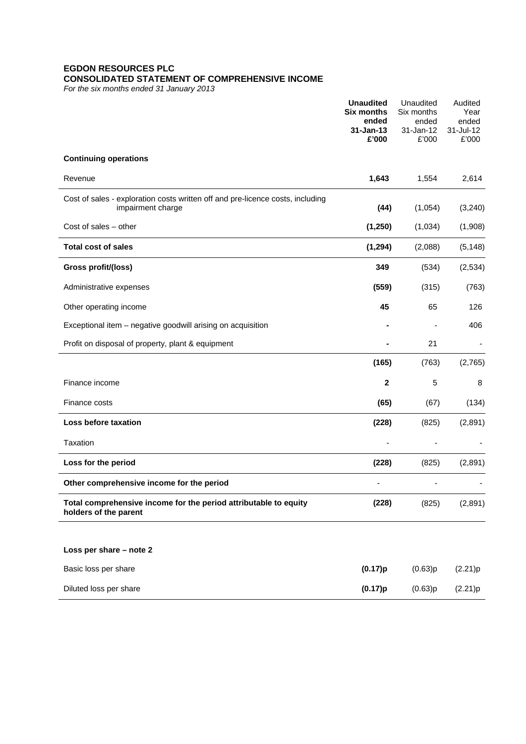**EGDON RESOURCES PLC**
**CONSOLIDATED STATEMENT OF COMPREHENSIVE INCOME**
*For the six months ended 31 January 2013*

| | **Unaudited Six months ended 31-Jan-13 £'000** | Unaudited Six months ended 31-Jan-12 £'000 | Audited Year ended 31-Jul-12 £'000 |
|---|---|---|---|
| **Continuing operations** | | | |
| Revenue | **1,643** | 1,554 | 2,614 |
| Cost of sales - exploration costs written off and pre-licence costs, including impairment charge | **(44)** | (1,054) | (3,240) |
| Cost of sales – other | **(1,250)** | (1,034) | (1,908) |
| **Total cost of sales** | **(1,294)** | (2,088) | (5,148) |
| **Gross profit/(loss)** | **349** | (534) | (2,534) |
| Administrative expenses | **(559)** | (315) | (763) |
| Other operating income | **45** | 65 | 126 |
| Exceptional item – negative goodwill arising on acquisition | **-** | - | 406 |
| Profit on disposal of property, plant & equipment | **-** | 21 | - |
| | **(165)** | (763) | (2,765) |
| Finance income | **2** | 5 | 8 |
| Finance costs | **(65)** | (67) | (134) |
| **Loss before taxation** | **(228)** | (825) | (2,891) |
| Taxation | - | - | - |
| **Loss for the period** | **(228)** | (825) | (2,891) |
| **Other comprehensive income for the period** | - | - | - |
| **Total comprehensive income for the period attributable to equity holders of the parent** | **(228)** | (825) | (2,891) |
| | | | |
| **Loss per share – note 2** | | | |
| Basic loss per share | **(0.17)p** | (0.63)p | (2.21)p |
| Diluted loss per share | **(0.17)p** | (0.63)p | (2.21)p |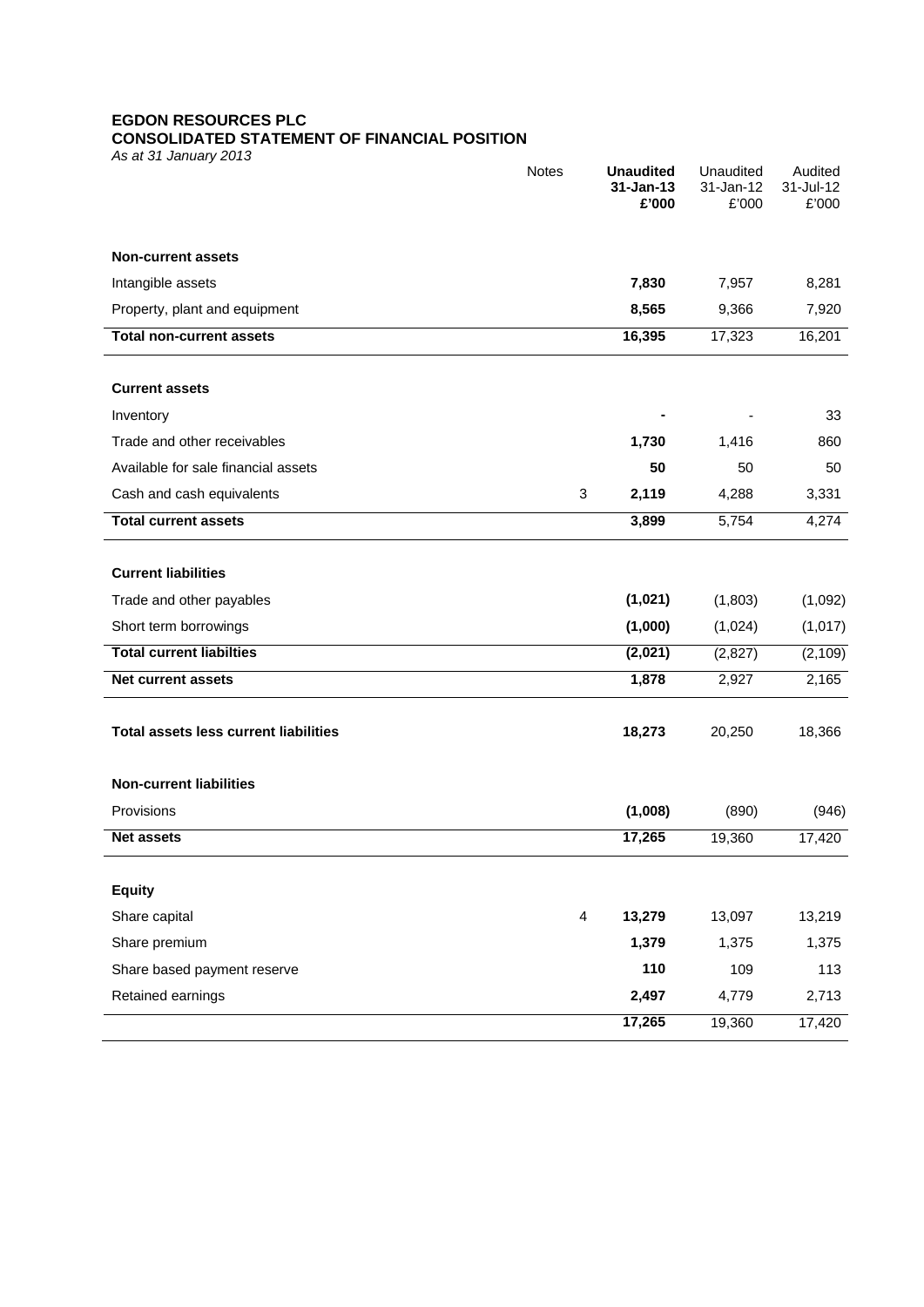**EGDON RESOURCES PLC**
**CONSOLIDATED STATEMENT OF FINANCIAL POSITION**
*As at 31 January 2013*

| | Notes | **Unaudited 31-Jan-13 £'000** | Unaudited 31-Jan-12 £'000 | Audited 31-Jul-12 £'000 |
|---|---|---|---|---|
| **Non-current assets** | | | | |
| Intangible assets | | **7,830** | 7,957 | 8,281 |
| Property, plant and equipment | | **8,565** | 9,366 | 7,920 |
| **Total non-current assets** | | **16,395** | 17,323 | 16,201 |
| **Current assets** | | | | |
| Inventory | | **-** | - | 33 |
| Trade and other receivables | | **1,730** | 1,416 | 860 |
| Available for sale financial assets | | **50** | 50 | 50 |
| Cash and cash equivalents | 3 | **2,119** | 4,288 | 3,331 |
| **Total current assets** | | **3,899** | 5,754 | 4,274 |
| **Current liabilities** | | | | |
| Trade and other payables | | **(1,021)** | (1,803) | (1,092) |
| Short term borrowings | | **(1,000)** | (1,024) | (1,017) |
| **Total current liabilties** | | **(2,021)** | (2,827) | (2,109) |
| **Net current assets** | | **1,878** | 2,927 | 2,165 |
| **Total assets less current liabilities** | | **18,273** | 20,250 | 18,366 |
| **Non-current liabilities** | | | | |
| Provisions | | **(1,008)** | (890) | (946) |
| **Net assets** | | **17,265** | 19,360 | 17,420 |
| **Equity** | | | | |
| Share capital | 4 | **13,279** | 13,097 | 13,219 |
| Share premium | | **1,379** | 1,375 | 1,375 |
| Share based payment reserve | | **110** | 109 | 113 |
| Retained earnings | | **2,497** | 4,779 | 2,713 |
| | | **17,265** | 19,360 | 17,420 |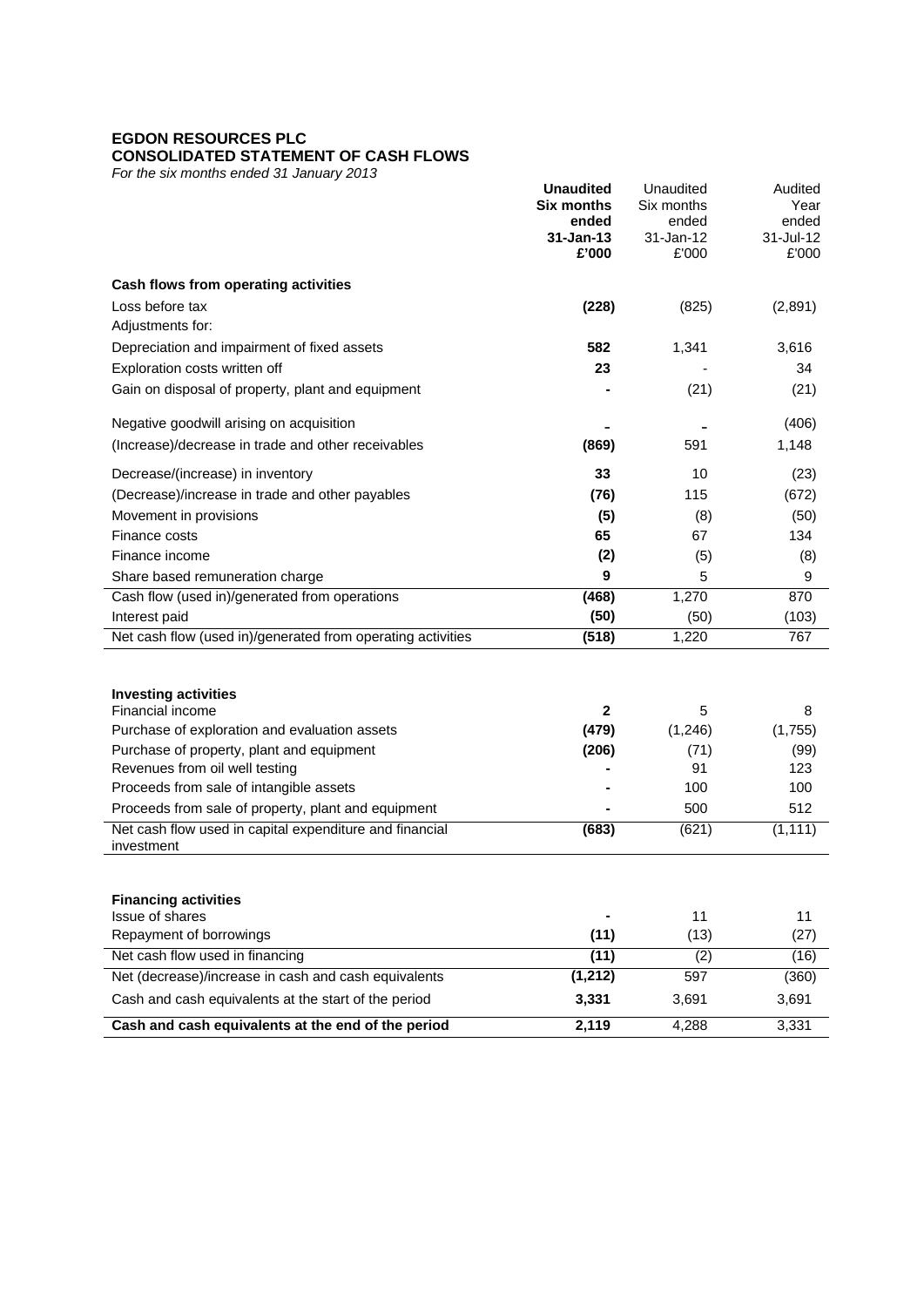**EGDON RESOURCES PLC**
**CONSOLIDATED STATEMENT OF CASH FLOWS**
*For the six months ended 31 January 2013*

| | **Unaudited Six months ended 31-Jan-13 £'000** | Unaudited Six months ended 31-Jan-12 £'000 | Audited Year ended 31-Jul-12 £'000 |
|---|---|---|---|
| **Cash flows from operating activities** | | | |
| Loss before tax | **(228)** | (825) | (2,891) |
| Adjustments for: | | | |
| Depreciation and impairment of fixed assets | **582** | 1,341 | 3,616 |
| Exploration costs written off | **23** | - | 34 |
| Gain on disposal of property, plant and equipment | **-** | (21) | (21) |
| Negative goodwill arising on acquisition | **-** | - | (406) |
| (Increase)/decrease in trade and other receivables | **(869)** | 591 | 1,148 |
| Decrease/(increase) in inventory | **33** | 10 | (23) |
| (Decrease)/increase in trade and other payables | **(76)** | 115 | (672) |
| Movement in provisions | **(5)** | (8) | (50) |
| Finance costs | **65** | 67 | 134 |
| Finance income | **(2)** | (5) | (8) |
| Share based remuneration charge | **9** | 5 | 9 |
| Cash flow (used in)/generated from operations | **(468)** | 1,270 | 870 |
| Interest paid | **(50)** | (50) | (103) |
| Net cash flow (used in)/generated from operating activities | **(518)** | 1,220 | 767 |
| **Investing activities** | | | |
| Financial income | **2** | 5 | 8 |
| Purchase of exploration and evaluation assets | **(479)** | (1,246) | (1,755) |
| Purchase of property, plant and equipment | **(206)** | (71) | (99) |
| Revenues from oil well testing | **-** | 91 | 123 |
| Proceeds from sale of intangible assets | **-** | 100 | 100 |
| Proceeds from sale of property, plant and equipment | **-** | 500 | 512 |
| Net cash flow used in capital expenditure and financial investment | **(683)** | (621) | (1,111) |
| **Financing activities** | | | |
| Issue of shares | **-** | 11 | 11 |
| Repayment of borrowings | **(11)** | (13) | (27) |
| Net cash flow used in financing | **(11)** | (2) | (16) |
| Net (decrease)/increase in cash and cash equivalents | **(1,212)** | 597 | (360) |
| Cash and cash equivalents at the start of the period | **3,331** | 3,691 | 3,691 |
| **Cash and cash equivalents at the end of the period** | **2,119** | 4,288 | 3,331 |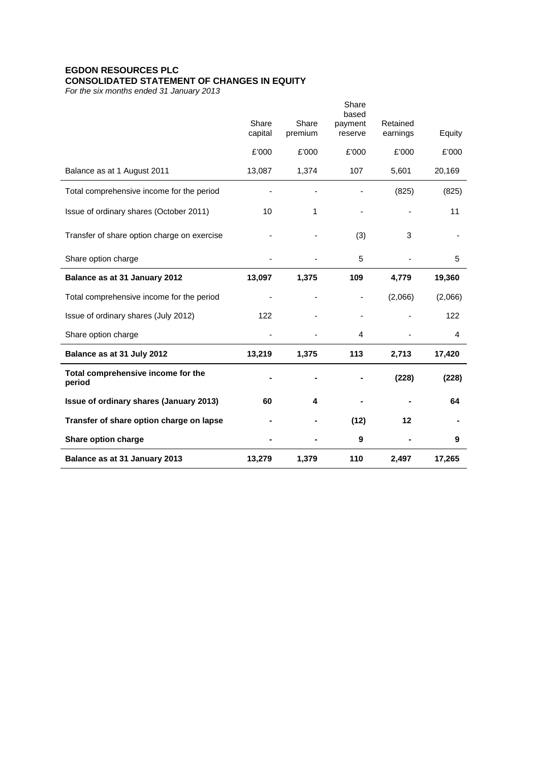**EGDON RESOURCES PLC**
**CONSOLIDATED STATEMENT OF CHANGES IN EQUITY**
*For the six months ended 31 January 2013*

| | Share capital | Share premium | Share based payment reserve | Retained earnings | Equity |
|---|---|---|---|---|---|
| | £'000 | £'000 | £'000 | £'000 | £'000 |
| Balance as at 1 August 2011 | 13,087 | 1,374 | 107 | 5,601 | 20,169 |
| Total comprehensive income for the period | - | - | - | (825) | (825) |
| Issue of ordinary shares (October 2011) | 10 | 1 | - | - | 11 |
| Transfer of share option charge on exercise | - | - | (3) | 3 | - |
| Share option charge | - | - | 5 | - | 5 |
| **Balance as at 31 January 2012** | **13,097** | **1,375** | **109** | **4,779** | **19,360** |
| Total comprehensive income for the period | - | - | - | (2,066) | (2,066) |
| Issue of ordinary shares (July 2012) | 122 | - | - | - | 122 |
| Share option charge | - | - | 4 | - | 4 |
| **Balance as at 31 July 2012** | **13,219** | **1,375** | **113** | **2,713** | **17,420** |
| **Total comprehensive income for the period** | **-** | **-** | **-** | **(228)** | **(228)** |
| **Issue of ordinary shares (January 2013)** | **60** | **4** | **-** | **-** | **64** |
| **Transfer of share option charge on lapse** | **-** | **-** | **(12)** | **12** | **-** |
| **Share option charge** | **-** | **-** | **9** | **-** | **9** |
| **Balance as at 31 January 2013** | **13,279** | **1,379** | **110** | **2,497** | **17,265** |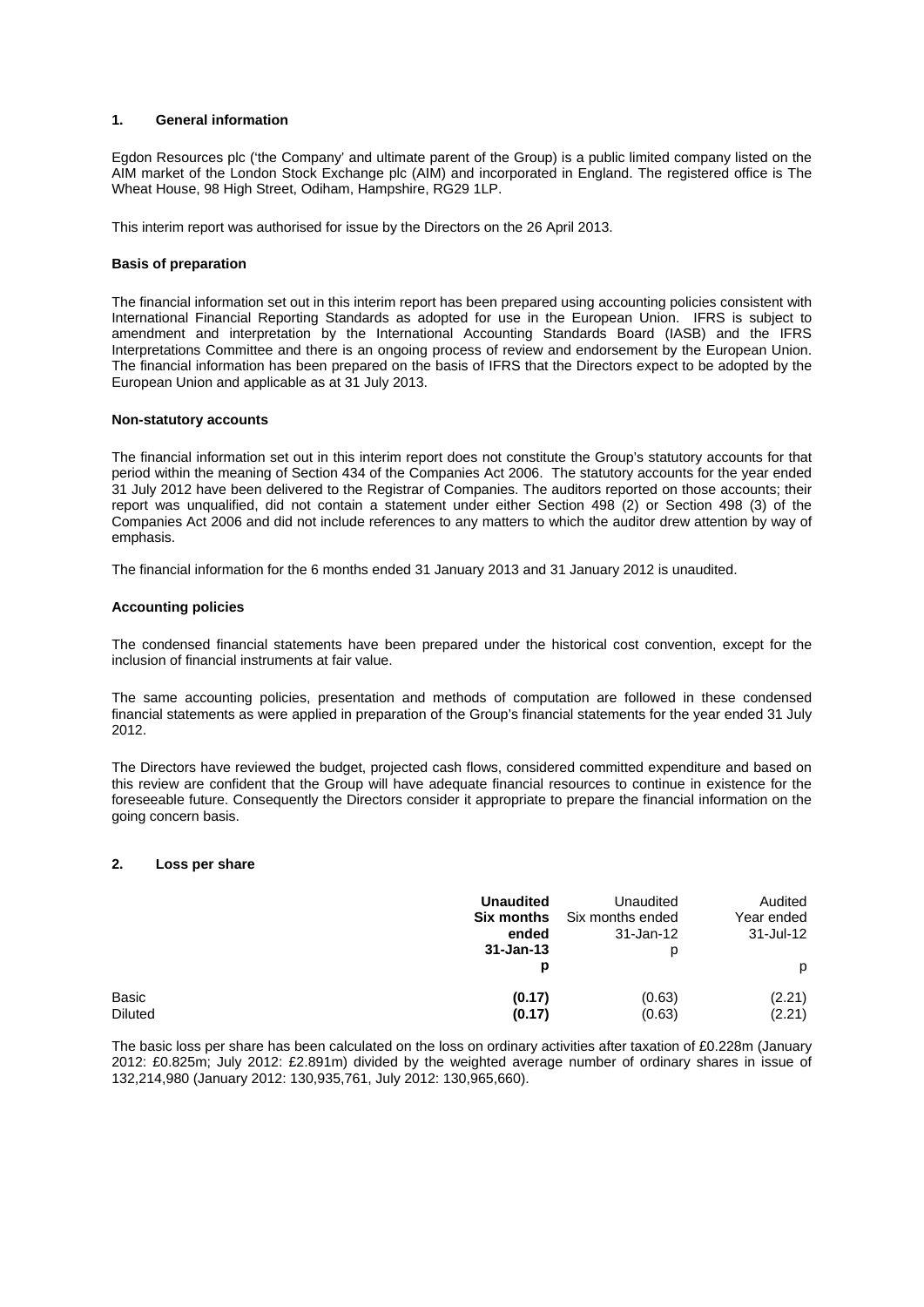## 1. General information

Egdon Resources plc ('the Company' and ultimate parent of the Group) is a public limited company listed on the AIM market of the London Stock Exchange plc (AIM) and incorporated in England. The registered office is The Wheat House, 98 High Street, Odiham, Hampshire, RG29 1LP.

This interim report was authorised for issue by the Directors on the 26 April 2013.

### Basis of preparation

The financial information set out in this interim report has been prepared using accounting policies consistent with International Financial Reporting Standards as adopted for use in the European Union. IFRS is subject to amendment and interpretation by the International Accounting Standards Board (IASB) and the IFRS Interpretations Committee and there is an ongoing process of review and endorsement by the European Union. The financial information has been prepared on the basis of IFRS that the Directors expect to be adopted by the European Union and applicable as at 31 July 2013.

### Non-statutory accounts

The financial information set out in this interim report does not constitute the Group's statutory accounts for that period within the meaning of Section 434 of the Companies Act 2006. The statutory accounts for the year ended 31 July 2012 have been delivered to the Registrar of Companies. The auditors reported on those accounts; their report was unqualified, did not contain a statement under either Section 498 (2) or Section 498 (3) of the Companies Act 2006 and did not include references to any matters to which the auditor drew attention by way of emphasis.

The financial information for the 6 months ended 31 January 2013 and 31 January 2012 is unaudited.

### Accounting policies

The condensed financial statements have been prepared under the historical cost convention, except for the inclusion of financial instruments at fair value.

The same accounting policies, presentation and methods of computation are followed in these condensed financial statements as were applied in preparation of the Group's financial statements for the year ended 31 July 2012.

The Directors have reviewed the budget, projected cash flows, considered committed expenditure and based on this review are confident that the Group will have adequate financial resources to continue in existence for the foreseeable future. Consequently the Directors consider it appropriate to prepare the financial information on the going concern basis.

## 2. Loss per share

| | **Unaudited Six months ended 31-Jan-13 p** | Unaudited Six months ended 31-Jan-12 p | Audited Year ended 31-Jul-12 p |
|---|---|---|---|
| Basic | **(0.17)** | (0.63) | (2.21) |
| Diluted | **(0.17)** | (0.63) | (2.21) |

The basic loss per share has been calculated on the loss on ordinary activities after taxation of £0.228m (January 2012: £0.825m; July 2012: £2.891m) divided by the weighted average number of ordinary shares in issue of 132,214,980 (January 2012: 130,935,761, July 2012: 130,965,660).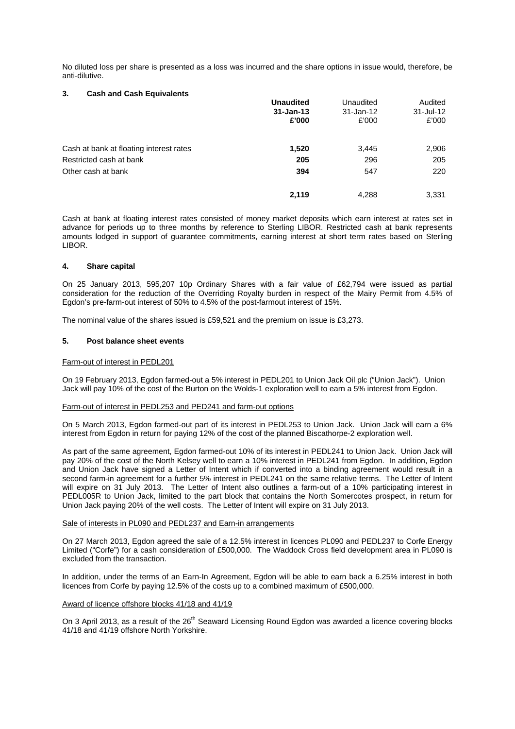No diluted loss per share is presented as a loss was incurred and the share options in issue would, therefore, be anti-dilutive.

### 3. Cash and Cash Equivalents

| | **Unaudited 31-Jan-13 £'000** | Unaudited 31-Jan-12 £'000 | Audited 31-Jul-12 £'000 |
|---|---|---|---|
| Cash at bank at floating interest rates | **1,520** | 3,445 | 2,906 |
| Restricted cash at bank | **205** | 296 | 205 |
| Other cash at bank | **394** | 547 | 220 |
| | **2,119** | 4,288 | 3,331 |

Cash at bank at floating interest rates consisted of money market deposits which earn interest at rates set in advance for periods up to three months by reference to Sterling LIBOR. Restricted cash at bank represents amounts lodged in support of guarantee commitments, earning interest at short term rates based on Sterling LIBOR.

### 4. Share capital

On 25 January 2013, 595,207 10p Ordinary Shares with a fair value of £62,794 were issued as partial consideration for the reduction of the Overriding Royalty burden in respect of the Mairy Permit from 4.5% of Egdon's pre-farm-out interest of 50% to 4.5% of the post-farmout interest of 15%.

The nominal value of the shares issued is £59,521 and the premium on issue is £3,273.

### 5. Post balance sheet events

Farm-out of interest in PEDL201

On 19 February 2013, Egdon farmed-out a 5% interest in PEDL201 to Union Jack Oil plc ("Union Jack"). Union Jack will pay 10% of the cost of the Burton on the Wolds-1 exploration well to earn a 5% interest from Egdon.

Farm-out of interest in PEDL253 and PED241 and farm-out options

On 5 March 2013, Egdon farmed-out part of its interest in PEDL253 to Union Jack. Union Jack will earn a 6% interest from Egdon in return for paying 12% of the cost of the planned Biscathorpe-2 exploration well.

As part of the same agreement, Egdon farmed-out 10% of its interest in PEDL241 to Union Jack. Union Jack will pay 20% of the cost of the North Kelsey well to earn a 10% interest in PEDL241 from Egdon. In addition, Egdon and Union Jack have signed a Letter of Intent which if converted into a binding agreement would result in a second farm-in agreement for a further 5% interest in PEDL241 on the same relative terms. The Letter of Intent will expire on 31 July 2013. The Letter of Intent also outlines a farm-out of a 10% participating interest in PEDL005R to Union Jack, limited to the part block that contains the North Somercotes prospect, in return for Union Jack paying 20% of the well costs. The Letter of Intent will expire on 31 July 2013.

Sale of interests in PL090 and PEDL237 and Earn-in arrangements

On 27 March 2013, Egdon agreed the sale of a 12.5% interest in licences PL090 and PEDL237 to Corfe Energy Limited ("Corfe") for a cash consideration of £500,000. The Waddock Cross field development area in PL090 is excluded from the transaction.

In addition, under the terms of an Earn-In Agreement, Egdon will be able to earn back a 6.25% interest in both licences from Corfe by paying 12.5% of the costs up to a combined maximum of £500,000.

Award of licence offshore blocks 41/18 and 41/19

On 3 April 2013, as a result of the 26th Seaward Licensing Round Egdon was awarded a licence covering blocks 41/18 and 41/19 offshore North Yorkshire.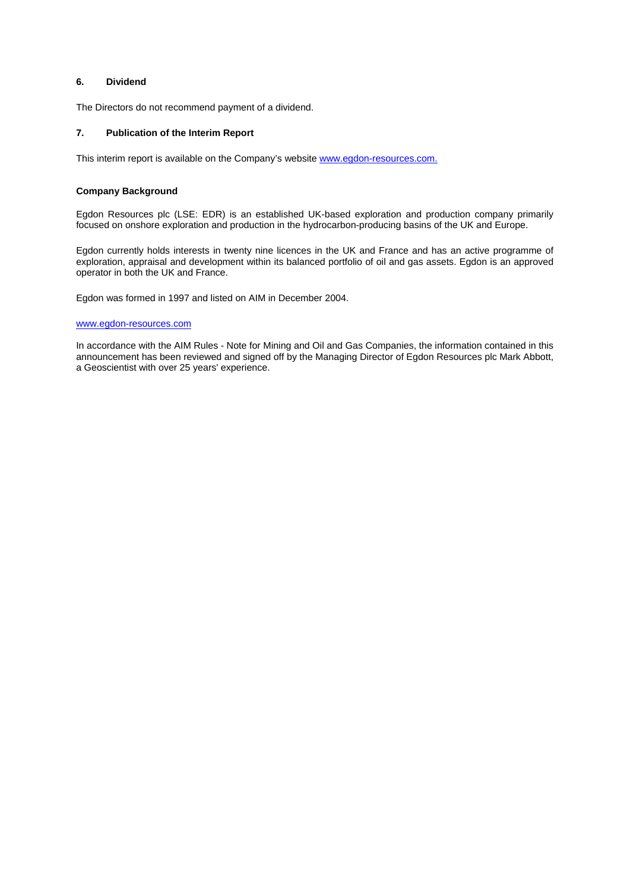### 6. Dividend

The Directors do not recommend payment of a dividend.

### 7. Publication of the Interim Report

This interim report is available on the Company's website www.egdon-resources.com.

**Company Background**

Egdon Resources plc (LSE: EDR) is an established UK-based exploration and production company primarily focused on onshore exploration and production in the hydrocarbon-producing basins of the UK and Europe.

Egdon currently holds interests in twenty nine licences in the UK and France and has an active programme of exploration, appraisal and development within its balanced portfolio of oil and gas assets. Egdon is an approved operator in both the UK and France.

Egdon was formed in 1997 and listed on AIM in December 2004.

www.egdon-resources.com

In accordance with the AIM Rules - Note for Mining and Oil and Gas Companies, the information contained in this announcement has been reviewed and signed off by the Managing Director of Egdon Resources plc Mark Abbott, a Geoscientist with over 25 years' experience.